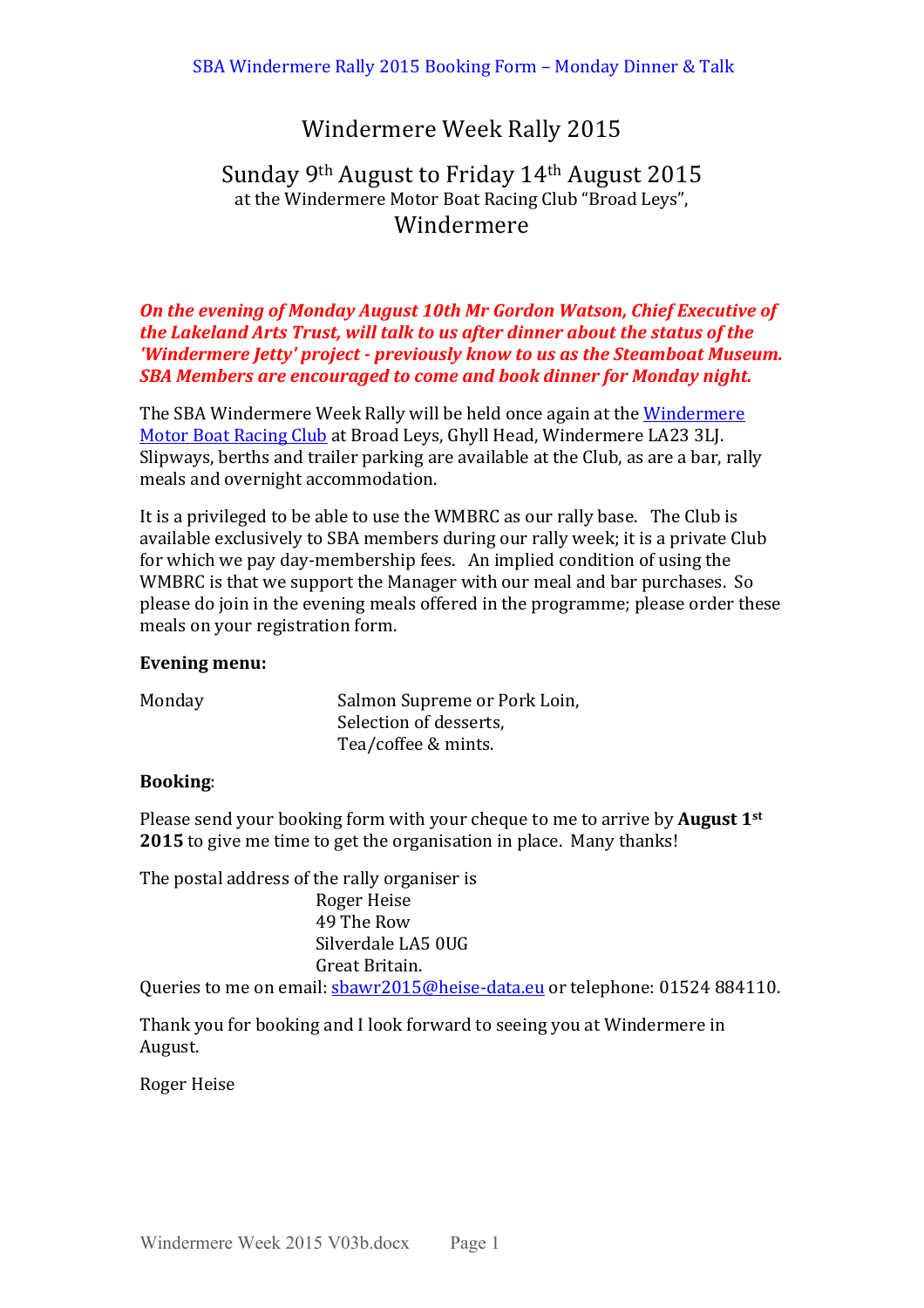# Windermere Week Rally 2015

## Sunday 9th August to Friday 14th August 2015

at the Windermere Motor Boat Racing Club "Broad Leys",

## Windermere

***On the evening of Monday August 10th Mr Gordon Watson, Chief Executive of the Lakeland Arts Trust, will talk to us after dinner about the status of the 'Windermere Jetty' project - previously know to us as the Steamboat Museum. SBA Members are encouraged to come and book dinner for Monday night.***

The SBA Windermere Week Rally will be held once again at the Windermere Motor Boat Racing Club at Broad Leys, Ghyll Head, Windermere LA23 3LJ. Slipways, berths and trailer parking are available at the Club, as are a bar, rally meals and overnight accommodation.

It is a privileged to be able to use the WMBRC as our rally base. The Club is available exclusively to SBA members during our rally week; it is a private Club for which we pay day-membership fees. An implied condition of using the WMBRC is that we support the Manager with our meal and bar purchases. So please do join in the evening meals offered in the programme; please order these meals on your registration form.

**Evening menu:**

| | |
|---|---|
| Monday | Salmon Supreme or Pork Loin,<br>Selection of desserts,<br>Tea/coffee & mints. |

**Booking**:

Please send your booking form with your cheque to me to arrive by **August 1st 2015** to give me time to get the organisation in place. Many thanks!

The postal address of the rally organiser is

Roger Heise
49 The Row
Silverdale LA5 0UG
Great Britain.

Queries to me on email: sbawr2015@heise-data.eu or telephone: 01524 884110.

Thank you for booking and I look forward to seeing you at Windermere in August.

Roger Heise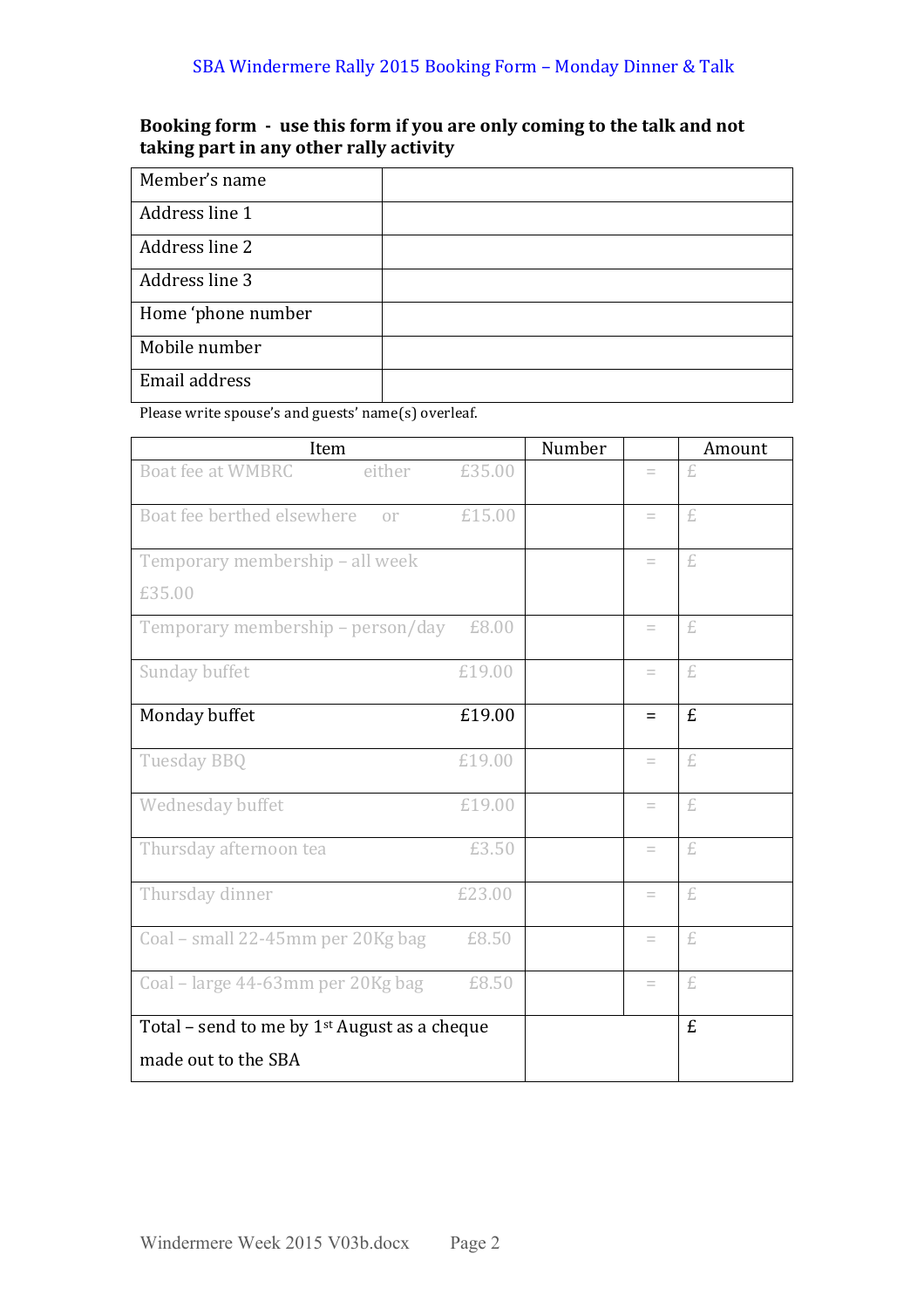SBA Windermere Rally 2015 Booking Form – Monday Dinner & Talk

**Booking form - use this form if you are only coming to the talk and not taking part in any other rally activity**

| | |
|---|---|
| Member's name | |
| Address line 1 | |
| Address line 2 | |
| Address line 3 | |
| Home 'phone number | |
| Mobile number | |
| Email address | |

Please write spouse's and guests' name(s) overleaf.

| Item | Number | | Amount |
|---|---|---|---|
| Boat fee at WMBRC either £35.00 | | = | £ |
| Boat fee berthed elsewhere or £15.00 | | = | £ |
| Temporary membership – all week £35.00 | | = | £ |
| Temporary membership – person/day £8.00 | | = | £ |
| Sunday buffet £19.00 | | = | £ |
| Monday buffet £19.00 | | = | £ |
| Tuesday BBQ £19.00 | | = | £ |
| Wednesday buffet £19.00 | | = | £ |
| Thursday afternoon tea £3.50 | | = | £ |
| Thursday dinner £23.00 | | = | £ |
| Coal – small 22-45mm per 20Kg bag £8.50 | | = | £ |
| Coal – large 44-63mm per 20Kg bag £8.50 | | = | £ |
| Total – send to me by 1st August as a cheque made out to the SBA | | | £ |

Windermere Week 2015 V03b.docx